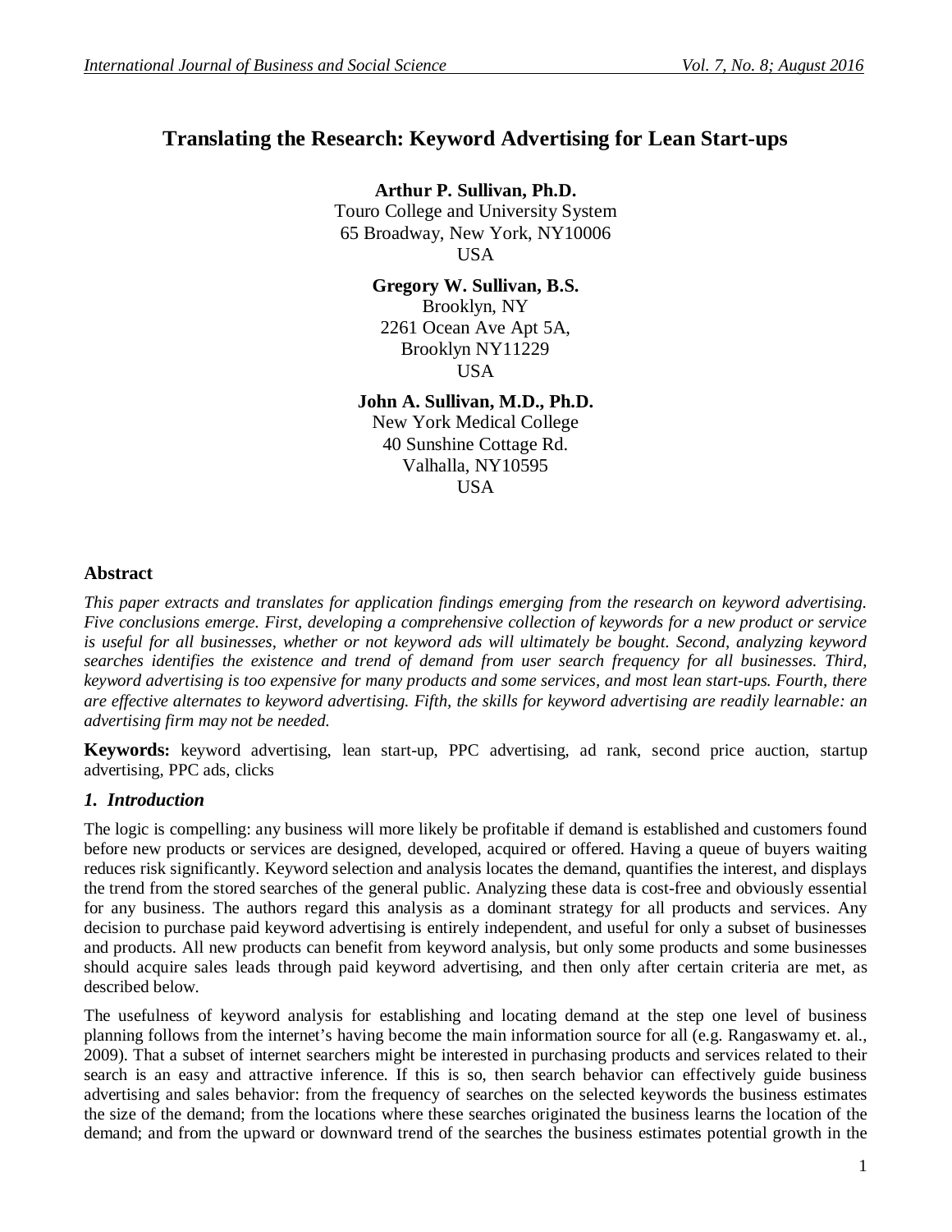# Translating the Research: Keyword Advertising for Lean Start-ups

**Arthur P. Sullivan, Ph.D.**
Touro College and University System
65 Broadway, New York, NY10006
USA

**Gregory W. Sullivan, B.S.**
Brooklyn, NY
2261 Ocean Ave Apt 5A,
Brooklyn NY11229
USA

**John A. Sullivan, M.D., Ph.D.**
New York Medical College
40 Sunshine Cottage Rd.
Valhalla, NY10595
USA

## Abstract

*This paper extracts and translates for application findings emerging from the research on keyword advertising. Five conclusions emerge. First, developing a comprehensive collection of keywords for a new product or service is useful for all businesses, whether or not keyword ads will ultimately be bought. Second, analyzing keyword searches identifies the existence and trend of demand from user search frequency for all businesses. Third, keyword advertising is too expensive for many products and some services, and most lean start-ups. Fourth, there are effective alternates to keyword advertising. Fifth, the skills for keyword advertising are readily learnable: an advertising firm may not be needed.*

**Keywords:** keyword advertising, lean start-up, PPC advertising, ad rank, second price auction, startup advertising, PPC ads, clicks

## *1. Introduction*

The logic is compelling: any business will more likely be profitable if demand is established and customers found before new products or services are designed, developed, acquired or offered. Having a queue of buyers waiting reduces risk significantly. Keyword selection and analysis locates the demand, quantifies the interest, and displays the trend from the stored searches of the general public. Analyzing these data is cost-free and obviously essential for any business. The authors regard this analysis as a dominant strategy for all products and services. Any decision to purchase paid keyword advertising is entirely independent, and useful for only a subset of businesses and products. All new products can benefit from keyword analysis, but only some products and some businesses should acquire sales leads through paid keyword advertising, and then only after certain criteria are met, as described below.

The usefulness of keyword analysis for establishing and locating demand at the step one level of business planning follows from the internet's having become the main information source for all (e.g. Rangaswamy et. al., 2009). That a subset of internet searchers might be interested in purchasing products and services related to their search is an easy and attractive inference. If this is so, then search behavior can effectively guide business advertising and sales behavior: from the frequency of searches on the selected keywords the business estimates the size of the demand; from the locations where these searches originated the business learns the location of the demand; and from the upward or downward trend of the searches the business estimates potential growth in the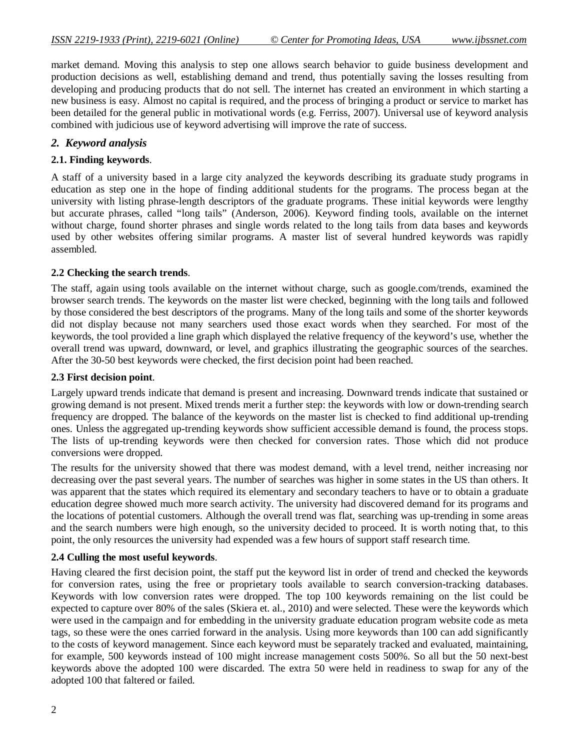market demand. Moving this analysis to step one allows search behavior to guide business development and production decisions as well, establishing demand and trend, thus potentially saving the losses resulting from developing and producing products that do not sell. The internet has created an environment in which starting a new business is easy. Almost no capital is required, and the process of bringing a product or service to market has been detailed for the general public in motivational words (e.g. Ferriss, 2007). Universal use of keyword analysis combined with judicious use of keyword advertising will improve the rate of success.

## *2. Keyword analysis*

### 2.1. Finding keywords.

A staff of a university based in a large city analyzed the keywords describing its graduate study programs in education as step one in the hope of finding additional students for the programs. The process began at the university with listing phrase-length descriptors of the graduate programs. These initial keywords were lengthy but accurate phrases, called "long tails" (Anderson, 2006). Keyword finding tools, available on the internet without charge, found shorter phrases and single words related to the long tails from data bases and keywords used by other websites offering similar programs. A master list of several hundred keywords was rapidly assembled.

### 2.2 Checking the search trends.

The staff, again using tools available on the internet without charge, such as google.com/trends, examined the browser search trends. The keywords on the master list were checked, beginning with the long tails and followed by those considered the best descriptors of the programs. Many of the long tails and some of the shorter keywords did not display because not many searchers used those exact words when they searched. For most of the keywords, the tool provided a line graph which displayed the relative frequency of the keyword's use, whether the overall trend was upward, downward, or level, and graphics illustrating the geographic sources of the searches. After the 30-50 best keywords were checked, the first decision point had been reached.

### 2.3 First decision point.

Largely upward trends indicate that demand is present and increasing. Downward trends indicate that sustained or growing demand is not present. Mixed trends merit a further step: the keywords with low or down-trending search frequency are dropped. The balance of the keywords on the master list is checked to find additional up-trending ones. Unless the aggregated up-trending keywords show sufficient accessible demand is found, the process stops. The lists of up-trending keywords were then checked for conversion rates. Those which did not produce conversions were dropped.

The results for the university showed that there was modest demand, with a level trend, neither increasing nor decreasing over the past several years. The number of searches was higher in some states in the US than others. It was apparent that the states which required its elementary and secondary teachers to have or to obtain a graduate education degree showed much more search activity. The university had discovered demand for its programs and the locations of potential customers. Although the overall trend was flat, searching was up-trending in some areas and the search numbers were high enough, so the university decided to proceed. It is worth noting that, to this point, the only resources the university had expended was a few hours of support staff research time.

### 2.4 Culling the most useful keywords.

Having cleared the first decision point, the staff put the keyword list in order of trend and checked the keywords for conversion rates, using the free or proprietary tools available to search conversion-tracking databases. Keywords with low conversion rates were dropped. The top 100 keywords remaining on the list could be expected to capture over 80% of the sales (Skiera et. al., 2010) and were selected. These were the keywords which were used in the campaign and for embedding in the university graduate education program website code as meta tags, so these were the ones carried forward in the analysis. Using more keywords than 100 can add significantly to the costs of keyword management. Since each keyword must be separately tracked and evaluated, maintaining, for example, 500 keywords instead of 100 might increase management costs 500%. So all but the 50 next-best keywords above the adopted 100 were discarded. The extra 50 were held in readiness to swap for any of the adopted 100 that faltered or failed.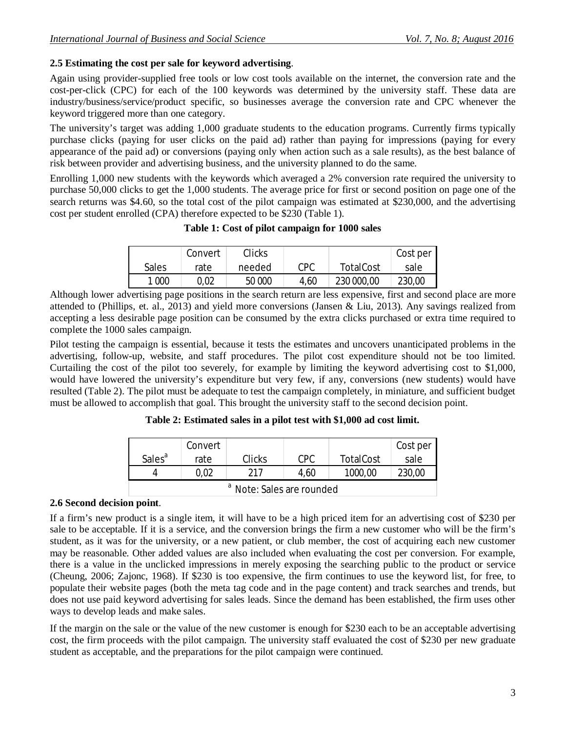**2.5 Estimating the cost per sale for keyword advertising**.

Again using provider-supplied free tools or low cost tools available on the internet, the conversion rate and the cost-per-click (CPC) for each of the 100 keywords was determined by the university staff. These data are industry/business/service/product specific, so businesses average the conversion rate and CPC whenever the keyword triggered more than one category.

The university's target was adding 1,000 graduate students to the education programs. Currently firms typically purchase clicks (paying for user clicks on the paid ad) rather than paying for impressions (paying for every appearance of the paid ad) or conversions (paying only when action such as a sale results), as the best balance of risk between provider and advertising business, and the university planned to do the same.

Enrolling 1,000 new students with the keywords which averaged a 2% conversion rate required the university to purchase 50,000 clicks to get the 1,000 students. The average price for first or second position on page one of the search returns was $4.60, so the total cost of the pilot campaign was estimated at $230,000, and the advertising cost per student enrolled (CPA) therefore expected to be $230 (Table 1).

**Table 1: Cost of pilot campaign for 1000 sales**

| Sales | Convert rate | Clicks needed | CPC | TotalCost | Cost per sale |
|---|---|---|---|---|---|
| 1 000 | 0,02 | 50 000 | 4,60 | 230 000,00 | 230,00 |

Although lower advertising page positions in the search return are less expensive, first and second place are more attended to (Phillips, et. al., 2013) and yield more conversions (Jansen & Liu, 2013). Any savings realized from accepting a less desirable page position can be consumed by the extra clicks purchased or extra time required to complete the 1000 sales campaign.

Pilot testing the campaign is essential, because it tests the estimates and uncovers unanticipated problems in the advertising, follow-up, website, and staff procedures. The pilot cost expenditure should not be too limited. Curtailing the cost of the pilot too severely, for example by limiting the keyword advertising cost to $1,000, would have lowered the university's expenditure but very few, if any, conversions (new students) would have resulted (Table 2). The pilot must be adequate to test the campaign completely, in miniature, and sufficient budget must be allowed to accomplish that goal. This brought the university staff to the second decision point.

**Table 2: Estimated sales in a pilot test with $1,000 ad cost limit.**

| Sales[a] | Convert rate | Clicks | CPC | TotalCost | Cost per sale |
|---|---|---|---|---|---|
| 4 | 0,02 | 217 | 4,60 | 1000,00 | 230,00 |

[a] Note: Sales are rounded

**2.6 Second decision point**.

If a firm's new product is a single item, it will have to be a high priced item for an advertising cost of $230 per sale to be acceptable. If it is a service, and the conversion brings the firm a new customer who will be the firm's student, as it was for the university, or a new patient, or club member, the cost of acquiring each new customer may be reasonable. Other added values are also included when evaluating the cost per conversion. For example, there is a value in the unclicked impressions in merely exposing the searching public to the product or service (Cheung, 2006; Zajonc, 1968). If $230 is too expensive, the firm continues to use the keyword list, for free, to populate their website pages (both the meta tag code and in the page content) and track searches and trends, but does not use paid keyword advertising for sales leads. Since the demand has been established, the firm uses other ways to develop leads and make sales.

If the margin on the sale or the value of the new customer is enough for $230 each to be an acceptable advertising cost, the firm proceeds with the pilot campaign. The university staff evaluated the cost of $230 per new graduate student as acceptable, and the preparations for the pilot campaign were continued.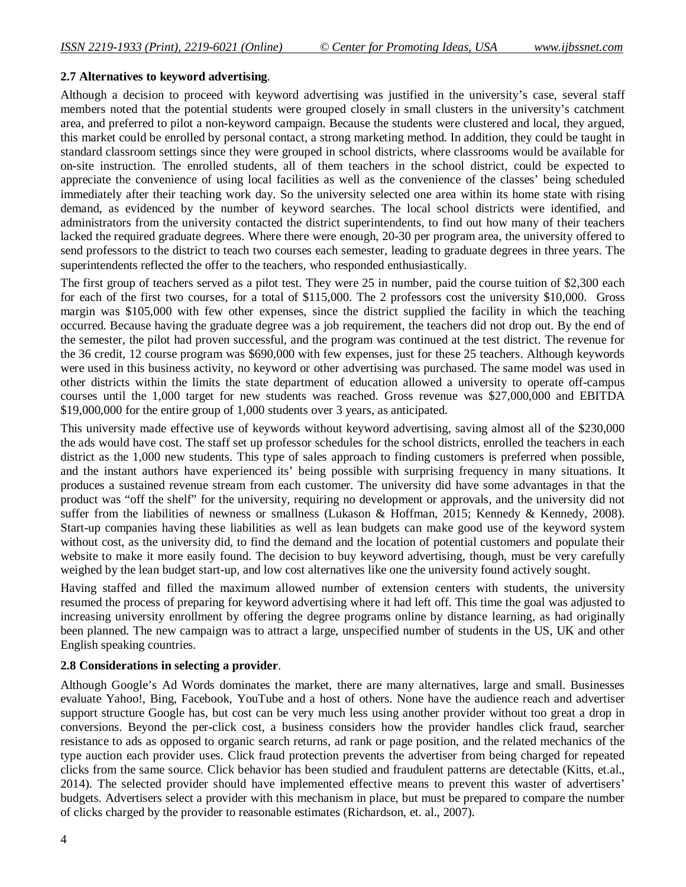**2.7 Alternatives to keyword advertising**.

Although a decision to proceed with keyword advertising was justified in the university's case, several staff members noted that the potential students were grouped closely in small clusters in the university's catchment area, and preferred to pilot a non-keyword campaign. Because the students were clustered and local, they argued, this market could be enrolled by personal contact, a strong marketing method. In addition, they could be taught in standard classroom settings since they were grouped in school districts, where classrooms would be available for on-site instruction. The enrolled students, all of them teachers in the school district, could be expected to appreciate the convenience of using local facilities as well as the convenience of the classes' being scheduled immediately after their teaching work day. So the university selected one area within its home state with rising demand, as evidenced by the number of keyword searches. The local school districts were identified, and administrators from the university contacted the district superintendents, to find out how many of their teachers lacked the required graduate degrees. Where there were enough, 20-30 per program area, the university offered to send professors to the district to teach two courses each semester, leading to graduate degrees in three years. The superintendents reflected the offer to the teachers, who responded enthusiastically.

The first group of teachers served as a pilot test. They were 25 in number, paid the course tuition of $2,300 each for each of the first two courses, for a total of $115,000. The 2 professors cost the university $10,000. Gross margin was $105,000 with few other expenses, since the district supplied the facility in which the teaching occurred. Because having the graduate degree was a job requirement, the teachers did not drop out. By the end of the semester, the pilot had proven successful, and the program was continued at the test district. The revenue for the 36 credit, 12 course program was $690,000 with few expenses, just for these 25 teachers. Although keywords were used in this business activity, no keyword or other advertising was purchased. The same model was used in other districts within the limits the state department of education allowed a university to operate off-campus courses until the 1,000 target for new students was reached. Gross revenue was $27,000,000 and EBITDA $19,000,000 for the entire group of 1,000 students over 3 years, as anticipated.

This university made effective use of keywords without keyword advertising, saving almost all of the $230,000 the ads would have cost. The staff set up professor schedules for the school districts, enrolled the teachers in each district as the 1,000 new students. This type of sales approach to finding customers is preferred when possible, and the instant authors have experienced its' being possible with surprising frequency in many situations. It produces a sustained revenue stream from each customer. The university did have some advantages in that the product was "off the shelf" for the university, requiring no development or approvals, and the university did not suffer from the liabilities of newness or smallness (Lukason & Hoffman, 2015; Kennedy & Kennedy, 2008). Start-up companies having these liabilities as well as lean budgets can make good use of the keyword system without cost, as the university did, to find the demand and the location of potential customers and populate their website to make it more easily found. The decision to buy keyword advertising, though, must be very carefully weighed by the lean budget start-up, and low cost alternatives like one the university found actively sought.

Having staffed and filled the maximum allowed number of extension centers with students, the university resumed the process of preparing for keyword advertising where it had left off. This time the goal was adjusted to increasing university enrollment by offering the degree programs online by distance learning, as had originally been planned. The new campaign was to attract a large, unspecified number of students in the US, UK and other English speaking countries.

**2.8 Considerations in selecting a provider**.

Although Google's Ad Words dominates the market, there are many alternatives, large and small. Businesses evaluate Yahoo!, Bing, Facebook, YouTube and a host of others. None have the audience reach and advertiser support structure Google has, but cost can be very much less using another provider without too great a drop in conversions. Beyond the per-click cost, a business considers how the provider handles click fraud, searcher resistance to ads as opposed to organic search returns, ad rank or page position, and the related mechanics of the type auction each provider uses. Click fraud protection prevents the advertiser from being charged for repeated clicks from the same source. Click behavior has been studied and fraudulent patterns are detectable (Kitts, et.al., 2014). The selected provider should have implemented effective means to prevent this waster of advertisers' budgets. Advertisers select a provider with this mechanism in place, but must be prepared to compare the number of clicks charged by the provider to reasonable estimates (Richardson, et. al., 2007).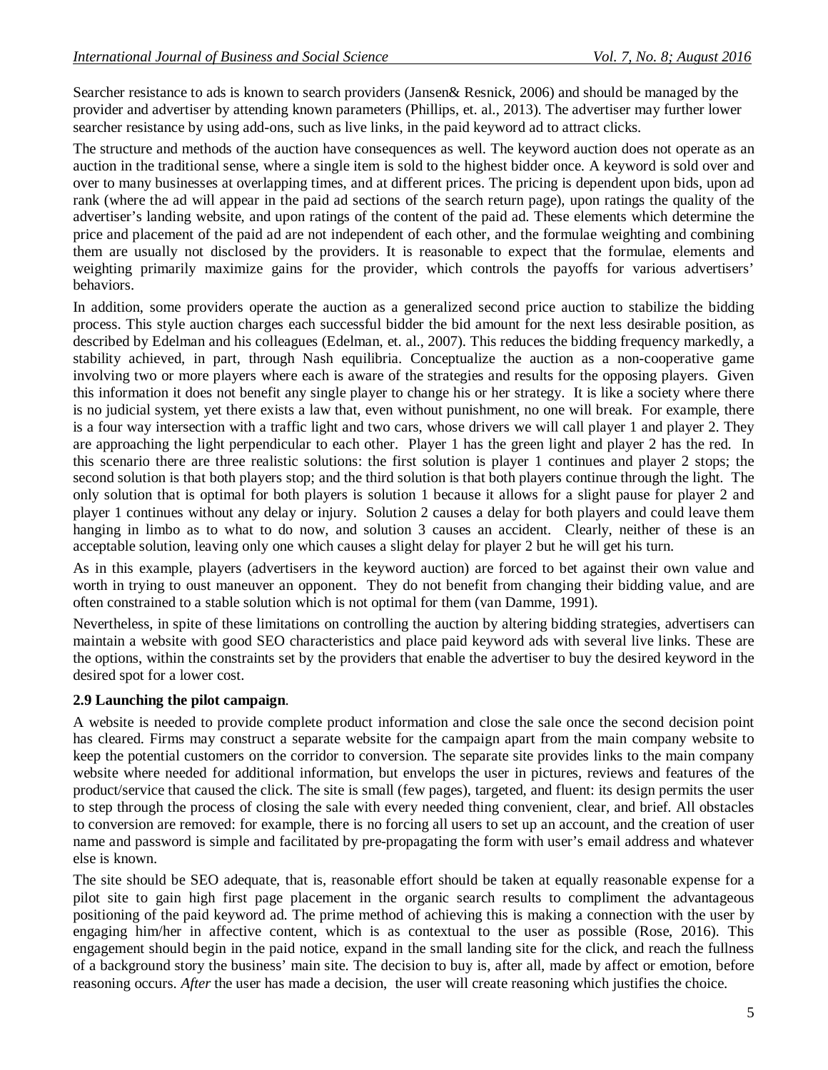Searcher resistance to ads is known to search providers (Jansen& Resnick, 2006) and should be managed by the provider and advertiser by attending known parameters (Phillips, et. al., 2013). The advertiser may further lower searcher resistance by using add-ons, such as live links, in the paid keyword ad to attract clicks.

The structure and methods of the auction have consequences as well. The keyword auction does not operate as an auction in the traditional sense, where a single item is sold to the highest bidder once. A keyword is sold over and over to many businesses at overlapping times, and at different prices. The pricing is dependent upon bids, upon ad rank (where the ad will appear in the paid ad sections of the search return page), upon ratings the quality of the advertiser's landing website, and upon ratings of the content of the paid ad. These elements which determine the price and placement of the paid ad are not independent of each other, and the formulae weighting and combining them are usually not disclosed by the providers. It is reasonable to expect that the formulae, elements and weighting primarily maximize gains for the provider, which controls the payoffs for various advertisers' behaviors.

In addition, some providers operate the auction as a generalized second price auction to stabilize the bidding process. This style auction charges each successful bidder the bid amount for the next less desirable position, as described by Edelman and his colleagues (Edelman, et. al., 2007). This reduces the bidding frequency markedly, a stability achieved, in part, through Nash equilibria. Conceptualize the auction as a non-cooperative game involving two or more players where each is aware of the strategies and results for the opposing players. Given this information it does not benefit any single player to change his or her strategy. It is like a society where there is no judicial system, yet there exists a law that, even without punishment, no one will break. For example, there is a four way intersection with a traffic light and two cars, whose drivers we will call player 1 and player 2. They are approaching the light perpendicular to each other. Player 1 has the green light and player 2 has the red. In this scenario there are three realistic solutions: the first solution is player 1 continues and player 2 stops; the second solution is that both players stop; and the third solution is that both players continue through the light. The only solution that is optimal for both players is solution 1 because it allows for a slight pause for player 2 and player 1 continues without any delay or injury. Solution 2 causes a delay for both players and could leave them hanging in limbo as to what to do now, and solution 3 causes an accident. Clearly, neither of these is an acceptable solution, leaving only one which causes a slight delay for player 2 but he will get his turn.

As in this example, players (advertisers in the keyword auction) are forced to bet against their own value and worth in trying to oust maneuver an opponent. They do not benefit from changing their bidding value, and are often constrained to a stable solution which is not optimal for them (van Damme, 1991).

Nevertheless, in spite of these limitations on controlling the auction by altering bidding strategies, advertisers can maintain a website with good SEO characteristics and place paid keyword ads with several live links. These are the options, within the constraints set by the providers that enable the advertiser to buy the desired keyword in the desired spot for a lower cost.

### 2.9 Launching the pilot campaign.

A website is needed to provide complete product information and close the sale once the second decision point has cleared. Firms may construct a separate website for the campaign apart from the main company website to keep the potential customers on the corridor to conversion. The separate site provides links to the main company website where needed for additional information, but envelops the user in pictures, reviews and features of the product/service that caused the click. The site is small (few pages), targeted, and fluent: its design permits the user to step through the process of closing the sale with every needed thing convenient, clear, and brief. All obstacles to conversion are removed: for example, there is no forcing all users to set up an account, and the creation of user name and password is simple and facilitated by pre-propagating the form with user's email address and whatever else is known.

The site should be SEO adequate, that is, reasonable effort should be taken at equally reasonable expense for a pilot site to gain high first page placement in the organic search results to compliment the advantageous positioning of the paid keyword ad. The prime method of achieving this is making a connection with the user by engaging him/her in affective content, which is as contextual to the user as possible (Rose, 2016). This engagement should begin in the paid notice, expand in the small landing site for the click, and reach the fullness of a background story the business' main site. The decision to buy is, after all, made by affect or emotion, before reasoning occurs. *After* the user has made a decision, the user will create reasoning which justifies the choice.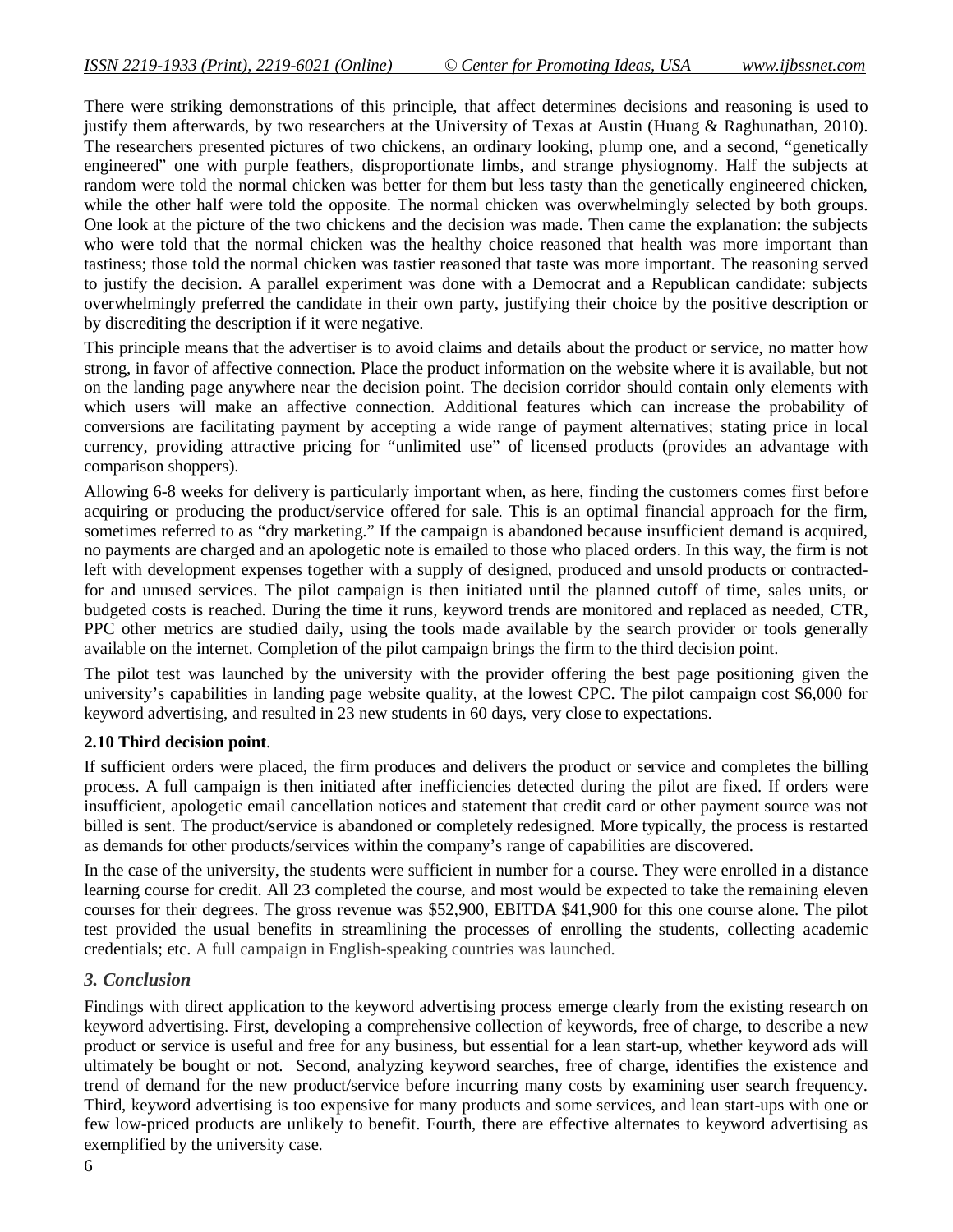There were striking demonstrations of this principle, that affect determines decisions and reasoning is used to justify them afterwards, by two researchers at the University of Texas at Austin (Huang & Raghunathan, 2010). The researchers presented pictures of two chickens, an ordinary looking, plump one, and a second, "genetically engineered" one with purple feathers, disproportionate limbs, and strange physiognomy. Half the subjects at random were told the normal chicken was better for them but less tasty than the genetically engineered chicken, while the other half were told the opposite. The normal chicken was overwhelmingly selected by both groups. One look at the picture of the two chickens and the decision was made. Then came the explanation: the subjects who were told that the normal chicken was the healthy choice reasoned that health was more important than tastiness; those told the normal chicken was tastier reasoned that taste was more important. The reasoning served to justify the decision. A parallel experiment was done with a Democrat and a Republican candidate: subjects overwhelmingly preferred the candidate in their own party, justifying their choice by the positive description or by discrediting the description if it were negative.

This principle means that the advertiser is to avoid claims and details about the product or service, no matter how strong, in favor of affective connection. Place the product information on the website where it is available, but not on the landing page anywhere near the decision point. The decision corridor should contain only elements with which users will make an affective connection. Additional features which can increase the probability of conversions are facilitating payment by accepting a wide range of payment alternatives; stating price in local currency, providing attractive pricing for "unlimited use" of licensed products (provides an advantage with comparison shoppers).

Allowing 6-8 weeks for delivery is particularly important when, as here, finding the customers comes first before acquiring or producing the product/service offered for sale. This is an optimal financial approach for the firm, sometimes referred to as "dry marketing." If the campaign is abandoned because insufficient demand is acquired, no payments are charged and an apologetic note is emailed to those who placed orders. In this way, the firm is not left with development expenses together with a supply of designed, produced and unsold products or contracted-for and unused services. The pilot campaign is then initiated until the planned cutoff of time, sales units, or budgeted costs is reached. During the time it runs, keyword trends are monitored and replaced as needed, CTR, PPC other metrics are studied daily, using the tools made available by the search provider or tools generally available on the internet. Completion of the pilot campaign brings the firm to the third decision point.

The pilot test was launched by the university with the provider offering the best page positioning given the university's capabilities in landing page website quality, at the lowest CPC. The pilot campaign cost $6,000 for keyword advertising, and resulted in 23 new students in 60 days, very close to expectations.

### 2.10 Third decision point.

If sufficient orders were placed, the firm produces and delivers the product or service and completes the billing process. A full campaign is then initiated after inefficiencies detected during the pilot are fixed. If orders were insufficient, apologetic email cancellation notices and statement that credit card or other payment source was not billed is sent. The product/service is abandoned or completely redesigned. More typically, the process is restarted as demands for other products/services within the company's range of capabilities are discovered.

In the case of the university, the students were sufficient in number for a course. They were enrolled in a distance learning course for credit. All 23 completed the course, and most would be expected to take the remaining eleven courses for their degrees. The gross revenue was $52,900, EBITDA $41,900 for this one course alone. The pilot test provided the usual benefits in streamlining the processes of enrolling the students, collecting academic credentials; etc. A full campaign in English-speaking countries was launched.

## 3. Conclusion

Findings with direct application to the keyword advertising process emerge clearly from the existing research on keyword advertising. First, developing a comprehensive collection of keywords, free of charge, to describe a new product or service is useful and free for any business, but essential for a lean start-up, whether keyword ads will ultimately be bought or not. Second, analyzing keyword searches, free of charge, identifies the existence and trend of demand for the new product/service before incurring many costs by examining user search frequency. Third, keyword advertising is too expensive for many products and some services, and lean start-ups with one or few low-priced products are unlikely to benefit. Fourth, there are effective alternates to keyword advertising as exemplified by the university case.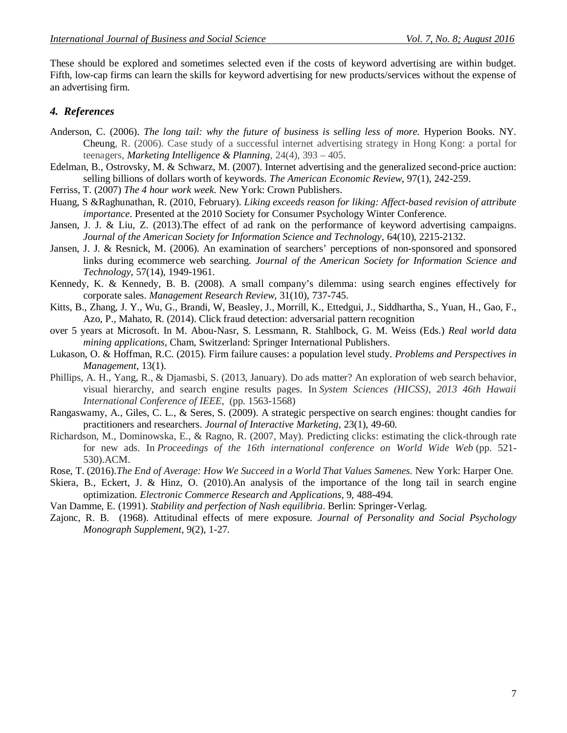These should be explored and sometimes selected even if the costs of keyword advertising are within budget. Fifth, low-cap firms can learn the skills for keyword advertising for new products/services without the expense of an advertising firm.

## *4. References*

Anderson, C. (2006). *The long tail: why the future of business is selling less of more.* Hyperion Books. NY. Cheung, R. (2006). Case study of a successful internet advertising strategy in Hong Kong: a portal for teenagers, *Marketing Intelligence & Planning*, 24(4), 393 – 405.

Edelman, B., Ostrovsky, M. & Schwarz, M. (2007). Internet advertising and the generalized second-price auction: selling billions of dollars worth of keywords. *The American Economic Review*, 97(1), 242-259.

Ferriss, T. (2007) *The 4 hour work week.* New York: Crown Publishers.

Huang, S &Raghunathan, R. (2010, February). *Liking exceeds reason for liking: Affect-based revision of attribute importance.* Presented at the 2010 Society for Consumer Psychology Winter Conference.

Jansen, J. J. & Liu, Z. (2013).The effect of ad rank on the performance of keyword advertising campaigns. *Journal of the American Society for Information Science and Technology*, 64(10), 2215-2132.

Jansen, J. J. & Resnick, M. (2006). An examination of searchers' perceptions of non-sponsored and sponsored links during ecommerce web searching. *Journal of the American Society for Information Science and Technology*, 57(14), 1949-1961.

Kennedy, K. & Kennedy, B. B. (2008). A small company's dilemma: using search engines effectively for corporate sales. *Management Research Review*, 31(10), 737-745.

Kitts, B., Zhang, J. Y., Wu, G., Brandi, W, Beasley, J., Morrill, K., Ettedgui, J., Siddhartha, S., Yuan, H., Gao, F., Azo, P., Mahato, R. (2014). Click fraud detection: adversarial pattern recognition

over 5 years at Microsoft. In M. Abou-Nasr, S. Lessmann, R. Stahlbock, G. M. Weiss (Eds.) *Real world data mining applications*, Cham, Switzerland: Springer International Publishers.

Lukason, O. & Hoffman, R.C. (2015). Firm failure causes: a population level study. *Problems and Perspectives in Management*, 13(1).

Phillips, A. H., Yang, R., & Djamasbi, S. (2013, January). Do ads matter? An exploration of web search behavior, visual hierarchy, and search engine results pages. In *System Sciences (HICSS), 2013 46th Hawaii International Conference of IEEE*, (pp. 1563-1568)

Rangaswamy, A., Giles, C. L., & Seres, S. (2009). A strategic perspective on search engines: thought candies for practitioners and researchers. *Journal of Interactive Marketing*, 23(1), 49-60.

Richardson, M., Dominowska, E., & Ragno, R. (2007, May). Predicting clicks: estimating the click-through rate for new ads. In *Proceedings of the 16th international conference on World Wide Web* (pp. 521-530).ACM.

Rose, T. (2016).*The End of Average: How We Succeed in a World That Values Samenes.* New York: Harper One.

Skiera, B., Eckert, J. & Hinz, O. (2010).An analysis of the importance of the long tail in search engine optimization. *Electronic Commerce Research and Applications*, 9, 488-494.

Van Damme, E. (1991). *Stability and perfection of Nash equilibria*. Berlin: Springer-Verlag.

Zajonc, R. B. (1968). Attitudinal effects of mere exposure. *Journal of Personality and Social Psychology Monograph Supplement*, 9(2), 1-27.